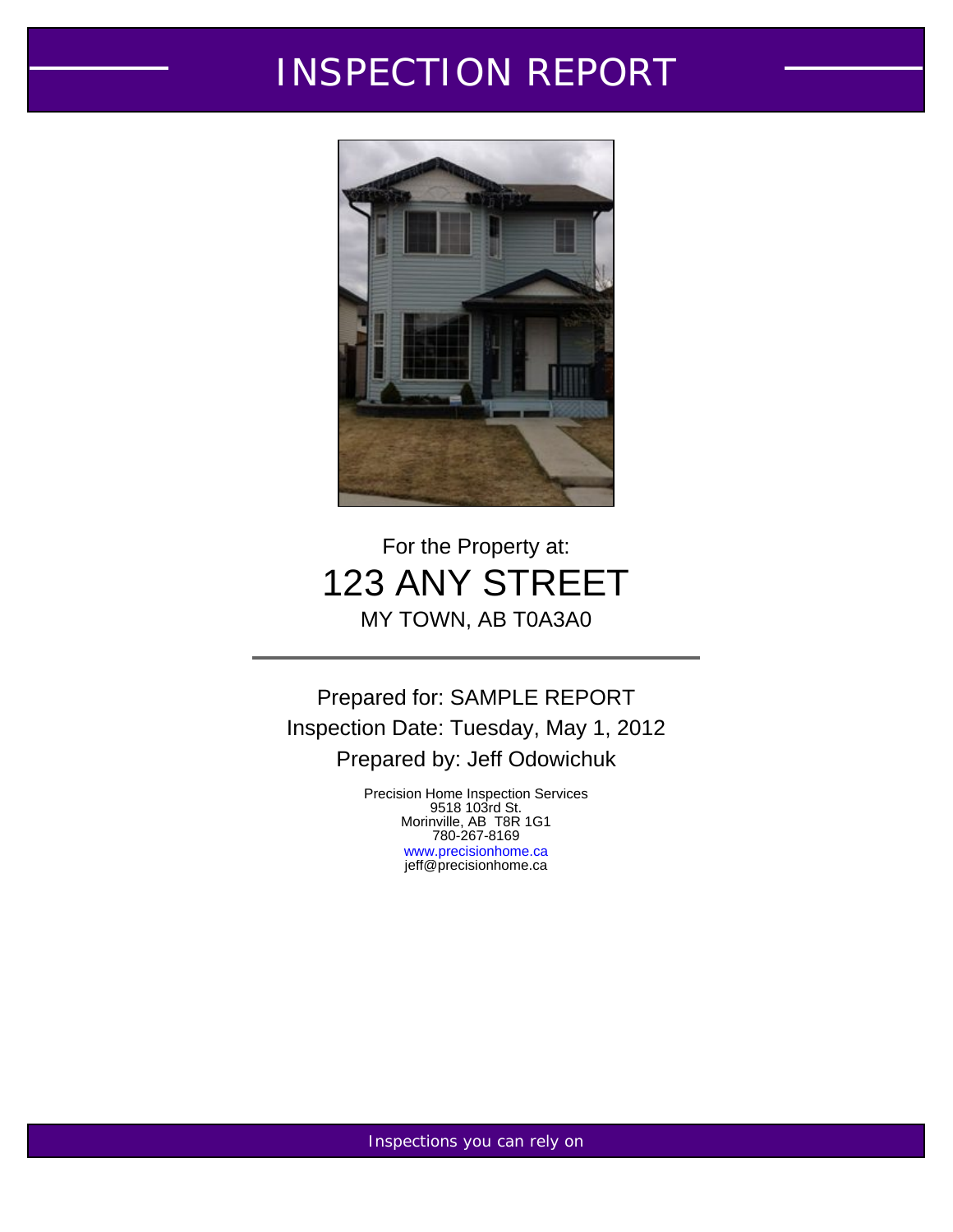# INSPECTION REPORT

For the Property at:

## 123 ANY STREET

MY TOWN, AB T0A3A0

---

Prepared for: SAMPLE REPORT

Inspection Date: Tuesday, May 1, 2012

Prepared by: Jeff Odowichuk

Precision Home Inspection Services
9518 103rd St.
Morinville, AB T8R 1G1
780-267-8169
www.precisionhome.ca
jeff@precisionhome.ca

Inspections you can rely on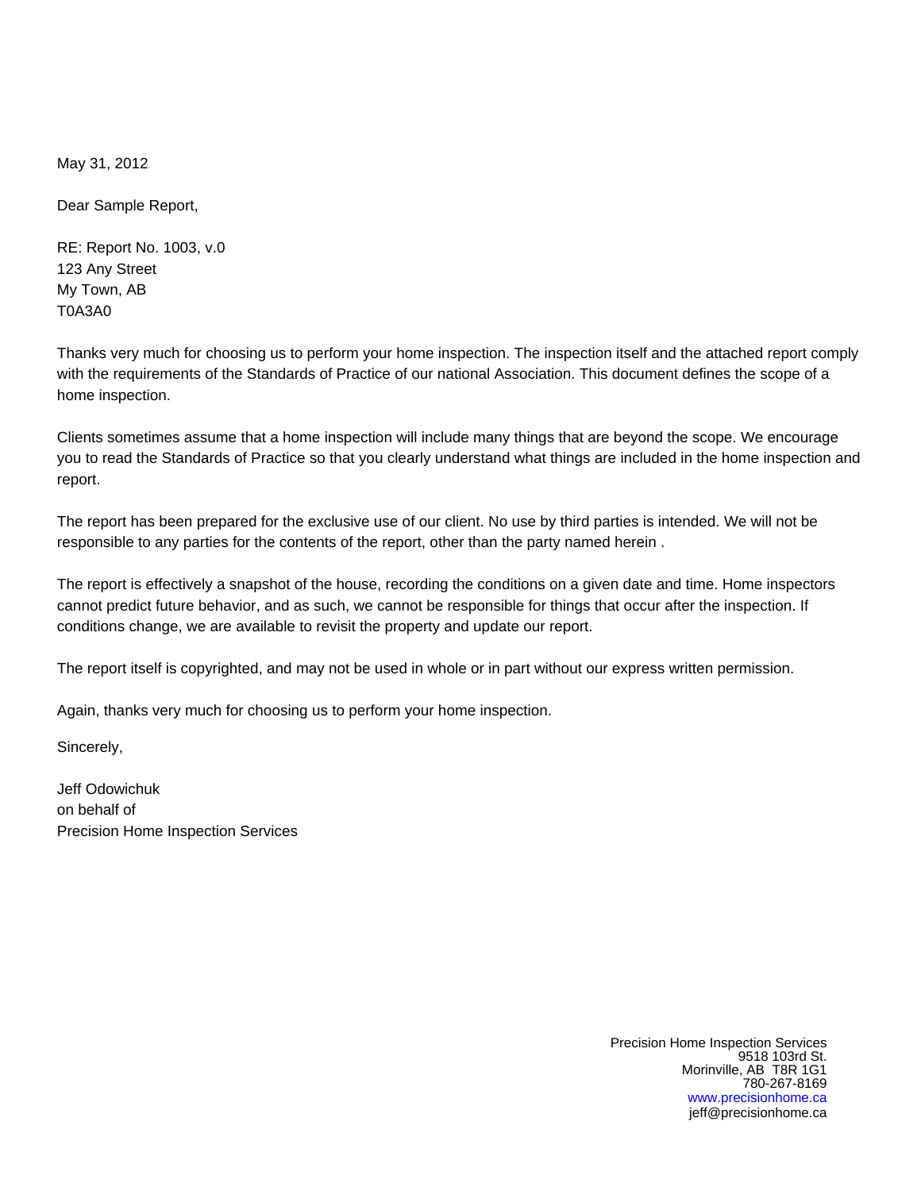May 31, 2012

Dear Sample Report,

RE: Report No. 1003, v.0  
123 Any Street  
My Town, AB  
T0A3A0

Thanks very much for choosing us to perform your home inspection. The inspection itself and the attached report comply with the requirements of the Standards of Practice of our national Association. This document defines the scope of a home inspection.

Clients sometimes assume that a home inspection will include many things that are beyond the scope. We encourage you to read the Standards of Practice so that you clearly understand what things are included in the home inspection and report.

The report has been prepared for the exclusive use of our client. No use by third parties is intended. We will not be responsible to any parties for the contents of the report, other than the party named herein .

The report is effectively a snapshot of the house, recording the conditions on a given date and time. Home inspectors cannot predict future behavior, and as such, we cannot be responsible for things that occur after the inspection. If conditions change, we are available to revisit the property and update our report.

The report itself is copyrighted, and may not be used in whole or in part without our express written permission.

Again, thanks very much for choosing us to perform your home inspection.

Sincerely,

Jeff Odowichuk  
on behalf of  
Precision Home Inspection Services

Precision Home Inspection Services  
9518 103rd St.  
Morinville, AB T8R 1G1  
780-267-8169  
www.precisionhome.ca  
jeff@precisionhome.ca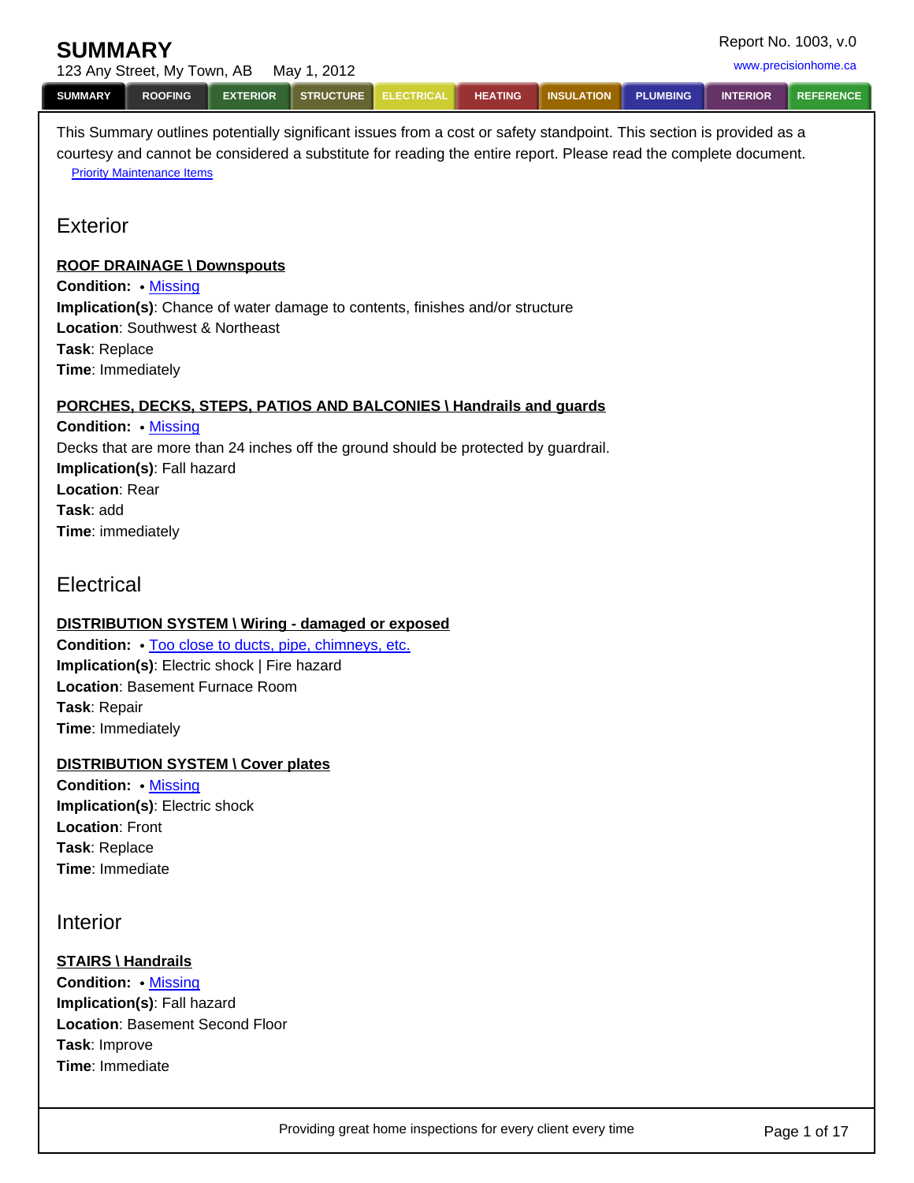# SUMMARY

123 Any Street, My Town, AB     May 1, 2012

Report No. 1003, v.0

www.precisionhome.ca

SUMMARY | ROOFING | EXTERIOR | STRUCTURE | ELECTRICAL | HEATING | INSULATION | PLUMBING | INTERIOR | REFERENCE

This Summary outlines potentially significant issues from a cost or safety standpoint. This section is provided as a courtesy and cannot be considered a substitute for reading the entire report. Please read the complete document.

Priority Maintenance Items

## Exterior

**ROOF DRAINAGE \ Downspouts**

**Condition:** • Missing

**Implication(s)**: Chance of water damage to contents, finishes and/or structure

**Location**: Southwest & Northeast

**Task**: Replace

**Time**: Immediately

**PORCHES, DECKS, STEPS, PATIOS AND BALCONIES \ Handrails and guards**

**Condition:** • Missing

Decks that are more than 24 inches off the ground should be protected by guardrail.

**Implication(s)**: Fall hazard

**Location**: Rear

**Task**: add

**Time**: immediately

## Electrical

**DISTRIBUTION SYSTEM \ Wiring - damaged or exposed**

**Condition:** • Too close to ducts, pipe, chimneys, etc.

**Implication(s)**: Electric shock | Fire hazard

**Location**: Basement Furnace Room

**Task**: Repair

**Time**: Immediately

**DISTRIBUTION SYSTEM \ Cover plates**

**Condition:** • Missing

**Implication(s)**: Electric shock

**Location**: Front

**Task**: Replace

**Time**: Immediate

## Interior

**STAIRS \ Handrails**

**Condition:** • Missing

**Implication(s)**: Fall hazard

**Location**: Basement Second Floor

**Task**: Improve

**Time**: Immediate

Providing great home inspections for every client every time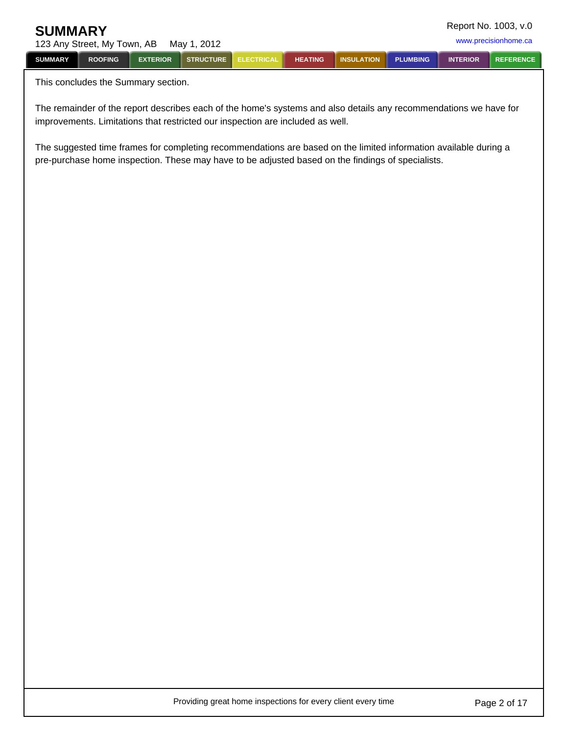This concludes the Summary section.

The remainder of the report describes each of the home's systems and also details any recommendations we have for improvements. Limitations that restricted our inspection are included as well.

The suggested time frames for completing recommendations are based on the limited information available during a pre-purchase home inspection. These may have to be adjusted based on the findings of specialists.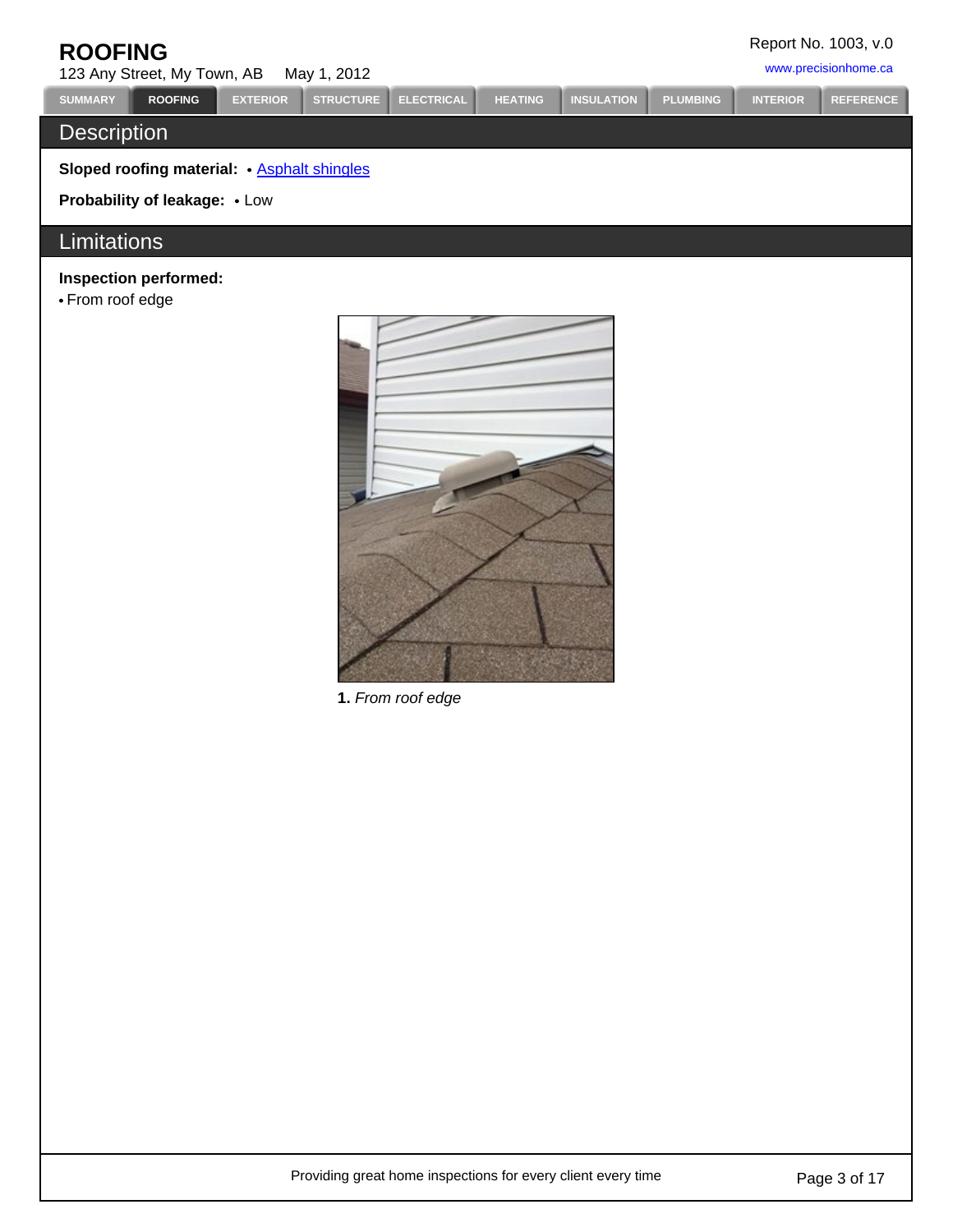# ROOFING

123 Any Street, My Town, AB May 1, 2012

Report No. 1003, v.0

www.precisionhome.ca

SUMMARY | ROOFING | EXTERIOR | STRUCTURE | ELECTRICAL | HEATING | INSULATION | PLUMBING | INTERIOR | REFERENCE

## Description

**Sloped roofing material:** • Asphalt shingles

**Probability of leakage:** • Low

## Limitations

**Inspection performed:**

• From roof edge

**1.** *From roof edge*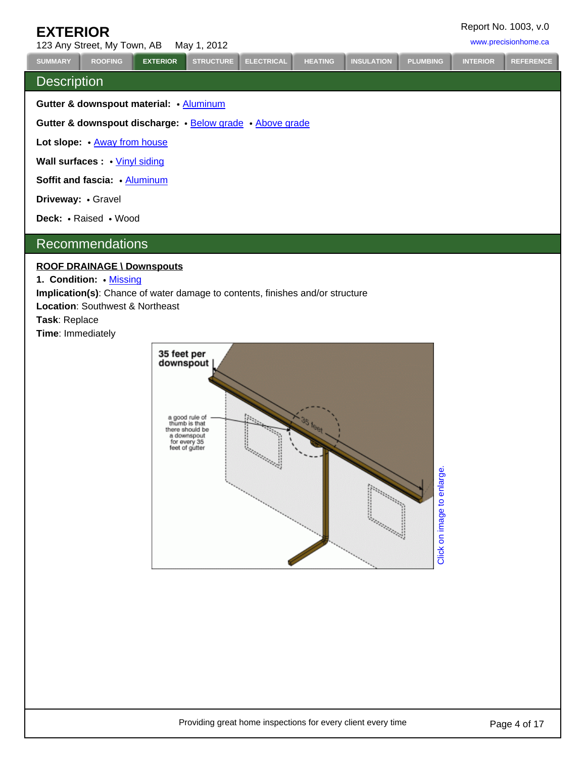# EXTERIOR

123 Any Street, My Town, AB    May 1, 2012

Report No. 1003, v.0

www.precisionhome.ca

SUMMARY | ROOFING | EXTERIOR | STRUCTURE | ELECTRICAL | HEATING | INSULATION | PLUMBING | INTERIOR | REFERENCE

## Description

**Gutter & downspout material:** • Aluminum

**Gutter & downspout discharge:** • Below grade • Above grade

**Lot slope:** • Away from house

**Wall surfaces :** • Vinyl siding

**Soffit and fascia:** • Aluminum

**Driveway:** • Gravel

**Deck:** • Raised • Wood

## Recommendations

**ROOF DRAINAGE \ Downspouts**

**1. Condition:** • Missing

**Implication(s)**: Chance of water damage to contents, finishes and/or structure

**Location**: Southwest & Northeast

**Task**: Replace

**Time**: Immediately

Click on image to enlarge.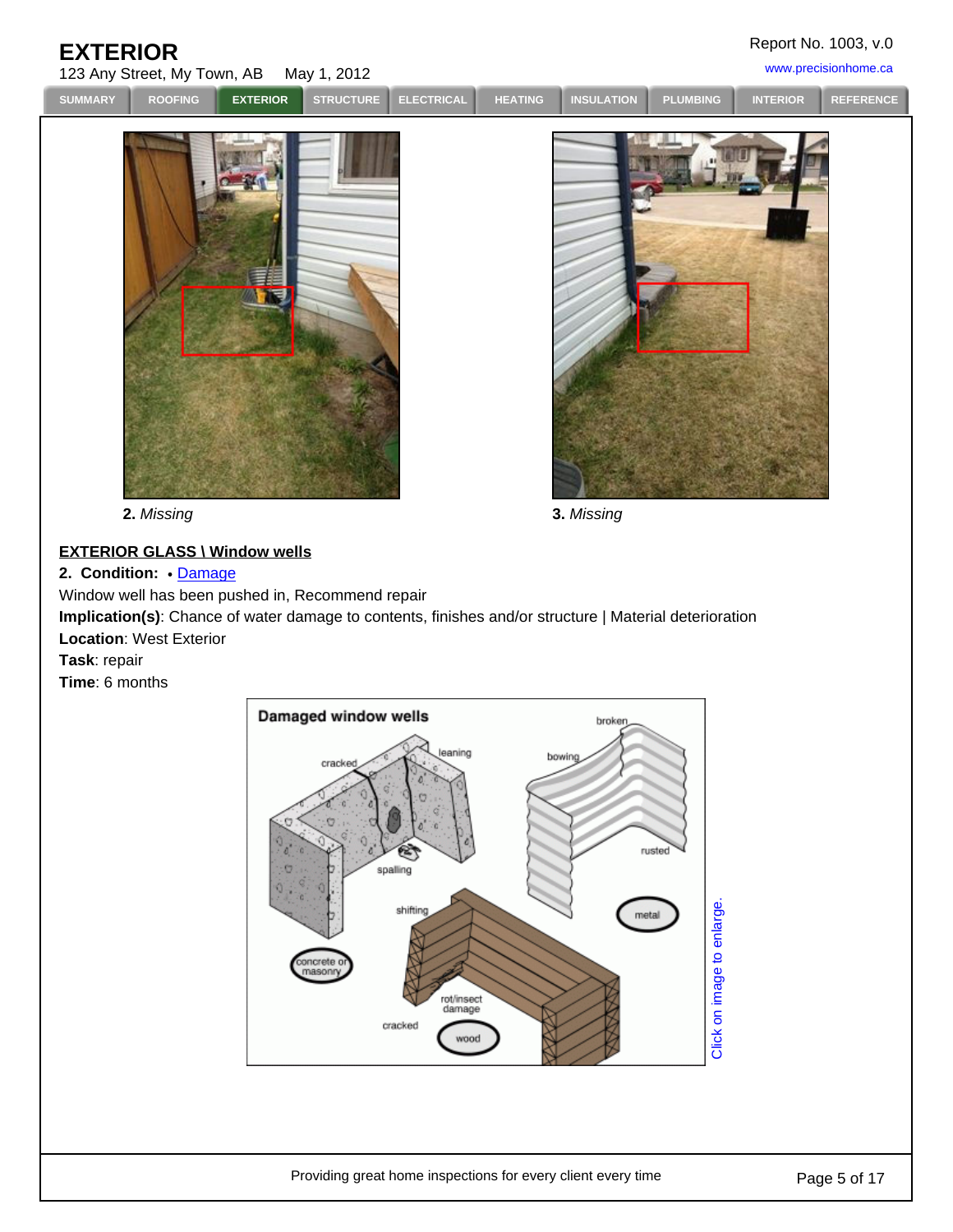# EXTERIOR

123 Any Street, My Town, AB May 1, 2012

Report No. 1003, v.0

SUMMARY | ROOFING | EXTERIOR | STRUCTURE | ELECTRICAL | HEATING | INSULATION | PLUMBING | INTERIOR | REFERENCE

**2.** *Missing*

**3.** *Missing*

**EXTERIOR GLASS \ Window wells**

**2. Condition:** • Damage

Window well has been pushed in, Recommend repair

**Implication(s)**: Chance of water damage to contents, finishes and/or structure | Material deterioration

**Location**: West Exterior

**Task**: repair

**Time**: 6 months

Click on image to enlarge.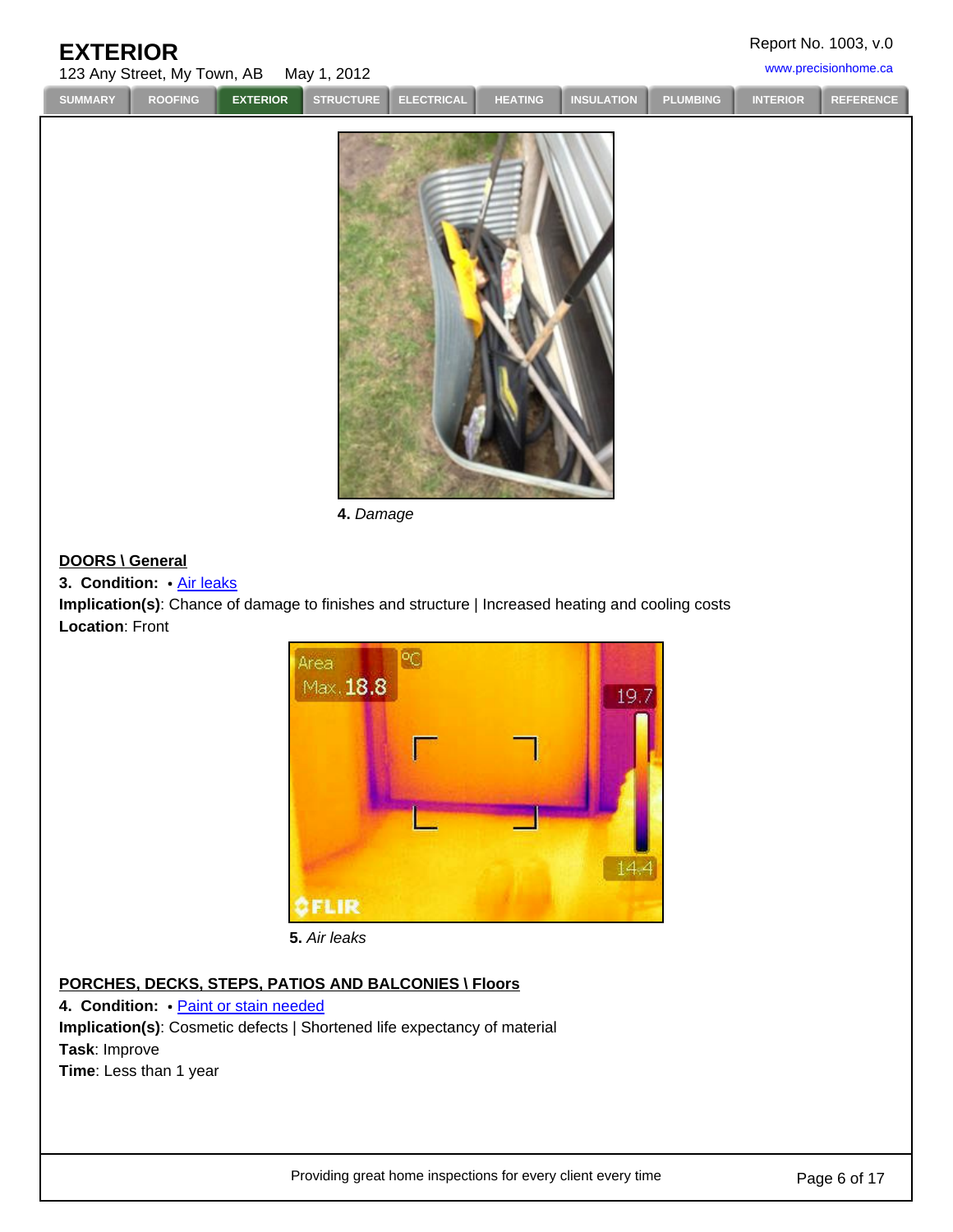4. *Damage*

**DOORS \ General**

**3. Condition:** • [Air leaks]

**Implication(s)**: Chance of damage to finishes and structure | Increased heating and cooling costs

**Location**: Front

5. *Air leaks*

**PORCHES, DECKS, STEPS, PATIOS AND BALCONIES \ Floors**

**4. Condition:** • [Paint or stain needed]

**Implication(s)**: Cosmetic defects | Shortened life expectancy of material

**Task**: Improve

**Time**: Less than 1 year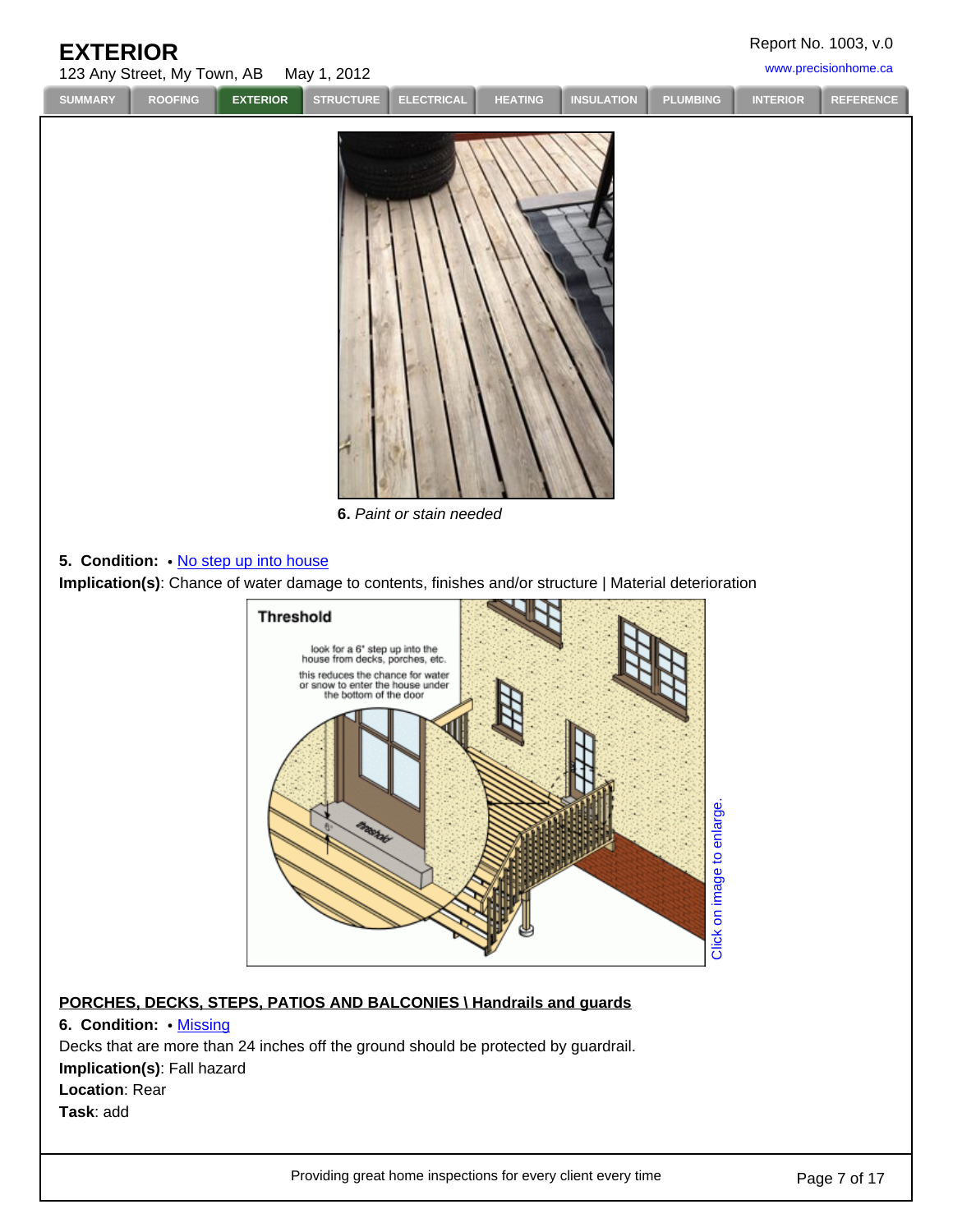**6.** *Paint or stain needed*

**5. Condition:** • No step up into house

**Implication(s)**: Chance of water damage to contents, finishes and/or structure | Material deterioration

Click on image to enlarge.

**PORCHES, DECKS, STEPS, PATIOS AND BALCONIES \ Handrails and guards**

**6. Condition:** • Missing

Decks that are more than 24 inches off the ground should be protected by guardrail.

**Implication(s)**: Fall hazard

**Location**: Rear

**Task**: add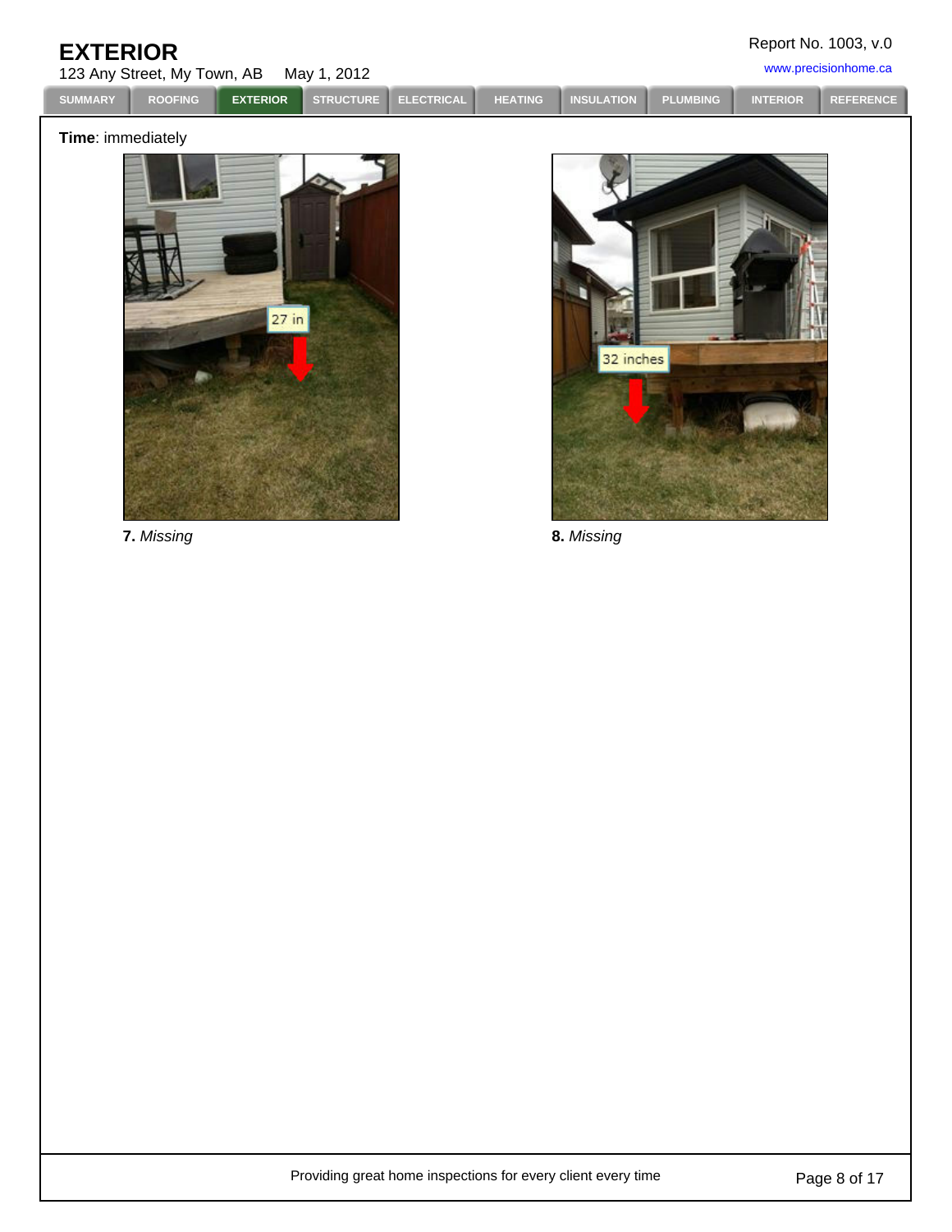**Time**: immediately

**7.** *Missing*

**8.** *Missing*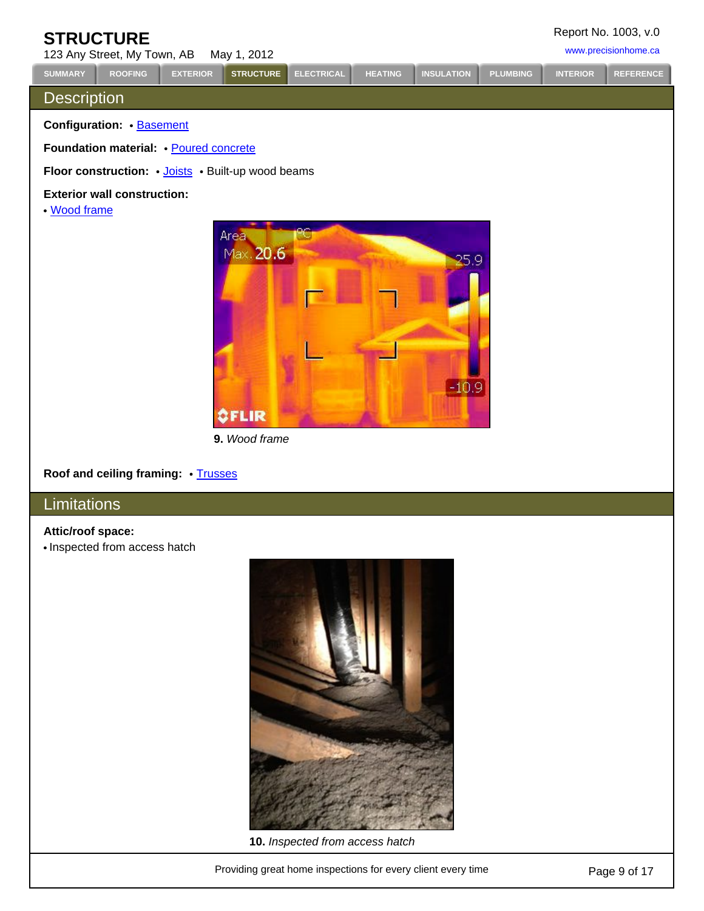# STRUCTURE

123 Any Street, My Town, AB May 1, 2012

## Description

**Configuration:** • Basement

**Foundation material:** • Poured concrete

**Floor construction:** • Joists • Built-up wood beams

**Exterior wall construction:**

• Wood frame

**9.** *Wood frame*

**Roof and ceiling framing:** • Trusses

## Limitations

**Attic/roof space:**

• Inspected from access hatch

**10.** *Inspected from access hatch*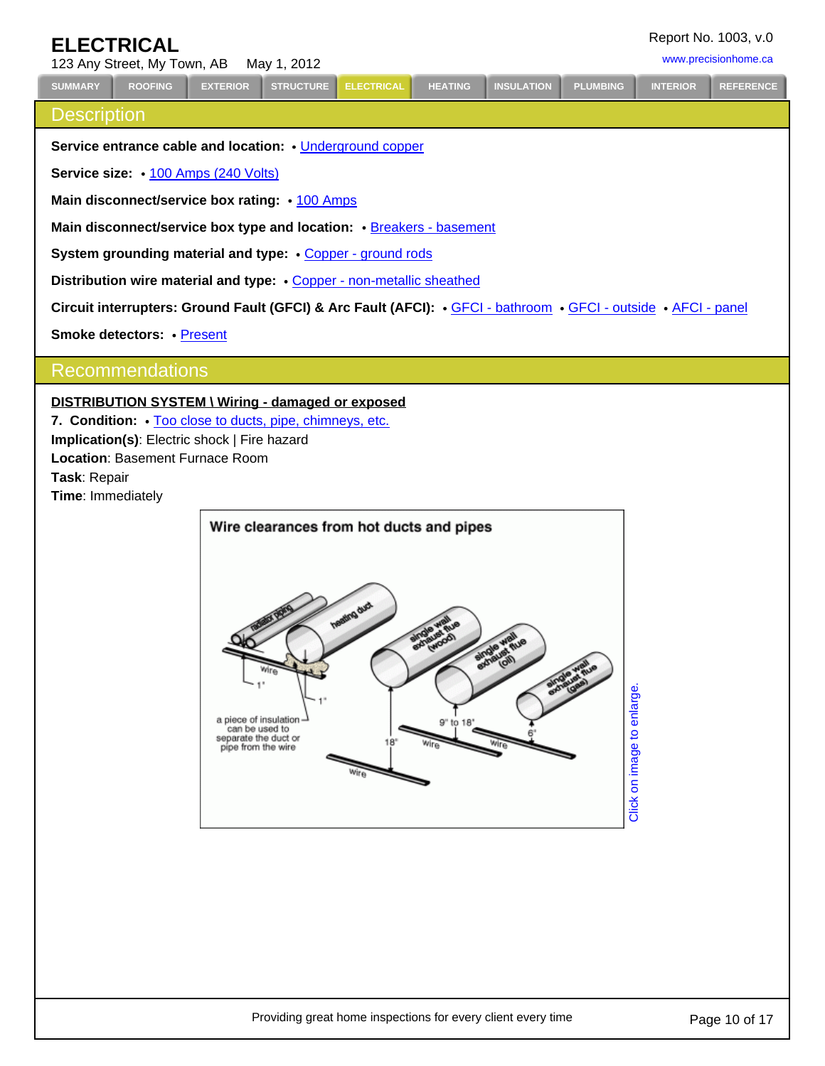# ELECTRICAL

123 Any Street, My Town, AB May 1, 2012

SUMMARY | ROOFING | EXTERIOR | STRUCTURE | ELECTRICAL | HEATING | INSULATION | PLUMBING | INTERIOR | REFERENCE

## Description

**Service entrance cable and location:** • Underground copper

**Service size:** • 100 Amps (240 Volts)

**Main disconnect/service box rating:** • 100 Amps

**Main disconnect/service box type and location:** • Breakers - basement

**System grounding material and type:** • Copper - ground rods

**Distribution wire material and type:** • Copper - non-metallic sheathed

**Circuit interrupters: Ground Fault (GFCI) & Arc Fault (AFCI):** • GFCI - bathroom • GFCI - outside • AFCI - panel

**Smoke detectors:** • Present

## Recommendations

**DISTRIBUTION SYSTEM \ Wiring - damaged or exposed**

**7. Condition:** • Too close to ducts, pipe, chimneys, etc.

**Implication(s)**: Electric shock | Fire hazard

**Location**: Basement Furnace Room

**Task**: Repair

**Time**: Immediately

Wire clearances from hot ducts and pipes

Click on image to enlarge.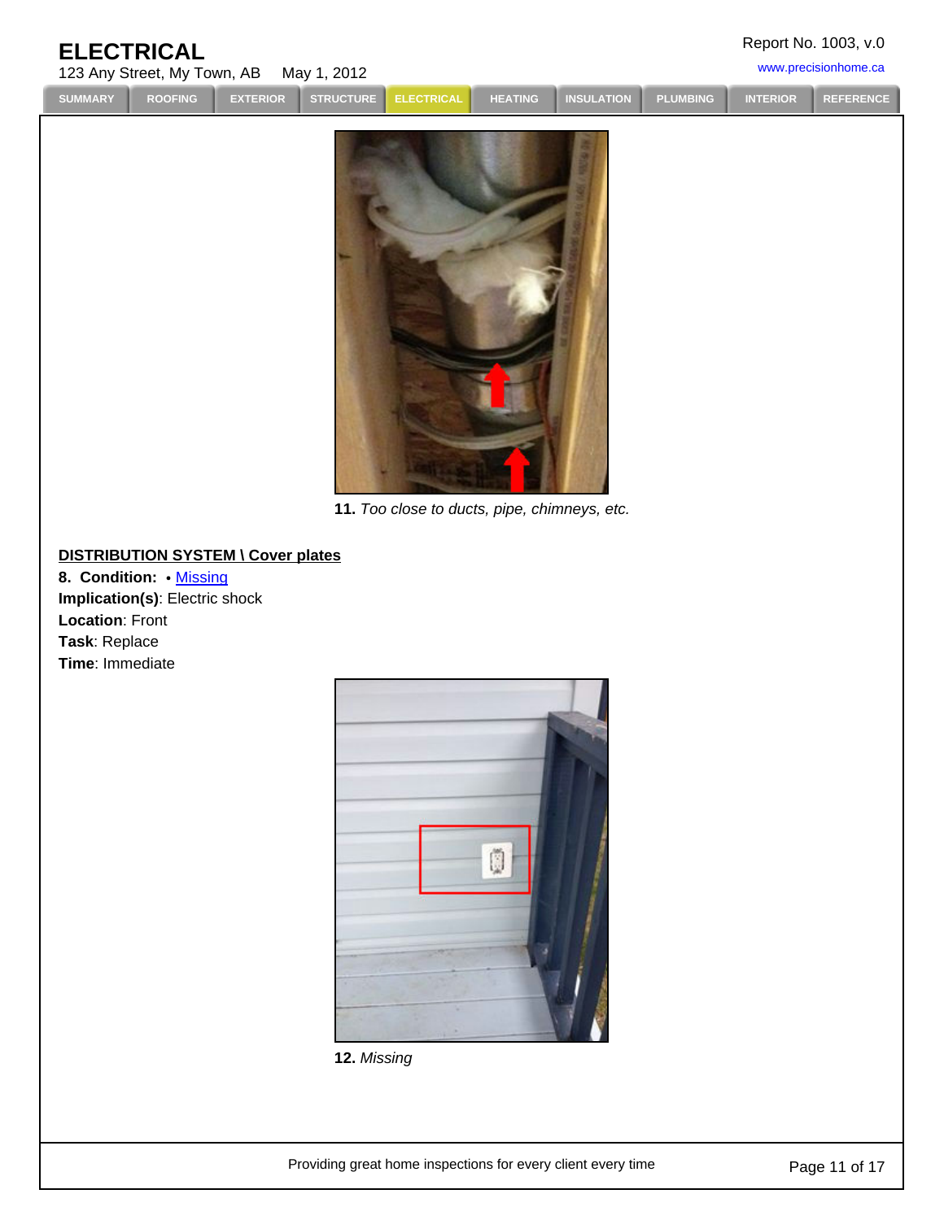11. *Too close to ducts, pipe, chimneys, etc.*

**DISTRIBUTION SYSTEM \ Cover plates**

**8. Condition:** • Missing

**Implication(s)**: Electric shock

**Location**: Front

**Task**: Replace

**Time**: Immediate

12. *Missing*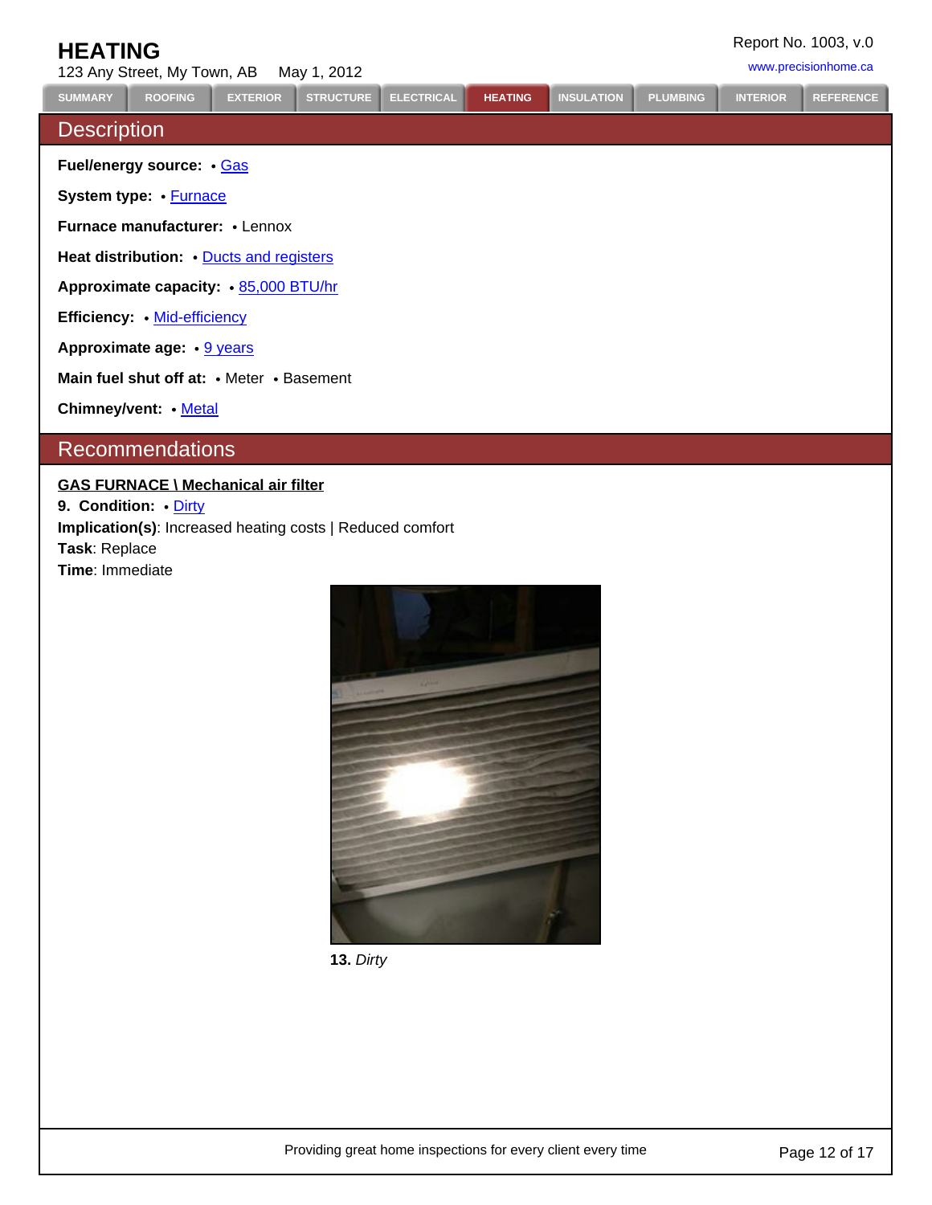# HEATING

123 Any Street, My Town, AB May 1, 2012

SUMMARY | ROOFING | EXTERIOR | STRUCTURE | ELECTRICAL | HEATING | INSULATION | PLUMBING | INTERIOR | REFERENCE

## Description

**Fuel/energy source:** • Gas

**System type:** • Furnace

**Furnace manufacturer:** • Lennox

**Heat distribution:** • Ducts and registers

**Approximate capacity:** • 85,000 BTU/hr

**Efficiency:** • Mid-efficiency

**Approximate age:** • 9 years

**Main fuel shut off at:** • Meter • Basement

**Chimney/vent:** • Metal

## Recommendations

**GAS FURNACE \ Mechanical air filter**

**9. Condition:** • Dirty

**Implication(s)**: Increased heating costs | Reduced comfort

**Task**: Replace

**Time**: Immediate

**13.** *Dirty*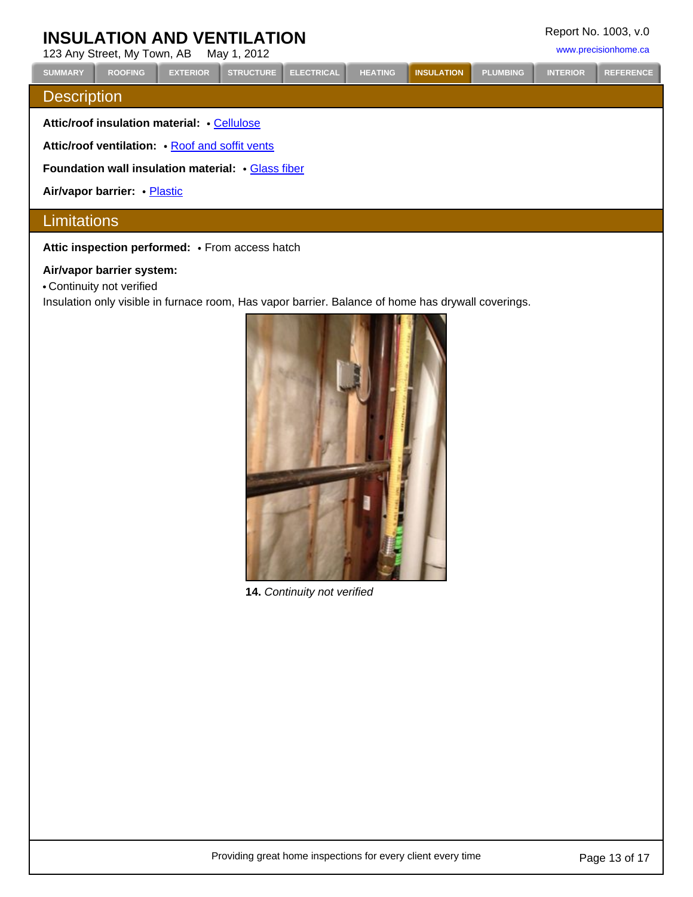# INSULATION AND VENTILATION

123 Any Street, My Town, AB    May 1, 2012

Report No. 1003, v.0

www.precisionhome.ca

SUMMARY | ROOFING | EXTERIOR | STRUCTURE | ELECTRICAL | HEATING | INSULATION | PLUMBING | INTERIOR | REFERENCE

## Description

**Attic/roof insulation material:** • Cellulose

**Attic/roof ventilation:** • Roof and soffit vents

**Foundation wall insulation material:** • Glass fiber

**Air/vapor barrier:** • Plastic

## Limitations

**Attic inspection performed:** • From access hatch

**Air/vapor barrier system:**

• Continuity not verified

Insulation only visible in furnace room, Has vapor barrier. Balance of home has drywall coverings.

**14.** *Continuity not verified*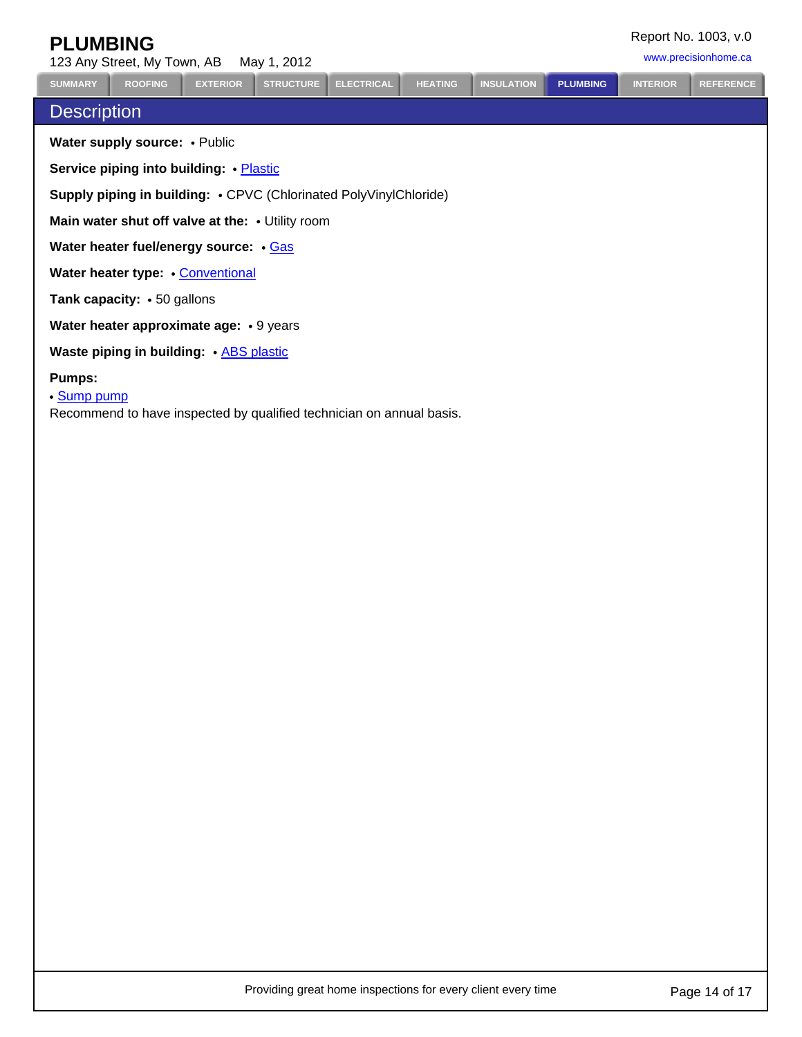# PLUMBING

123 Any Street, My Town, AB May 1, 2012

## Description

**Water supply source:** • Public

**Service piping into building:** • Plastic

**Supply piping in building:** • CPVC (Chlorinated PolyVinylChloride)

**Main water shut off valve at the:** • Utility room

**Water heater fuel/energy source:** • Gas

**Water heater type:** • Conventional

**Tank capacity:** • 50 gallons

**Water heater approximate age:** • 9 years

**Waste piping in building:** • ABS plastic

**Pumps:**

• Sump pump

Recommend to have inspected by qualified technician on annual basis.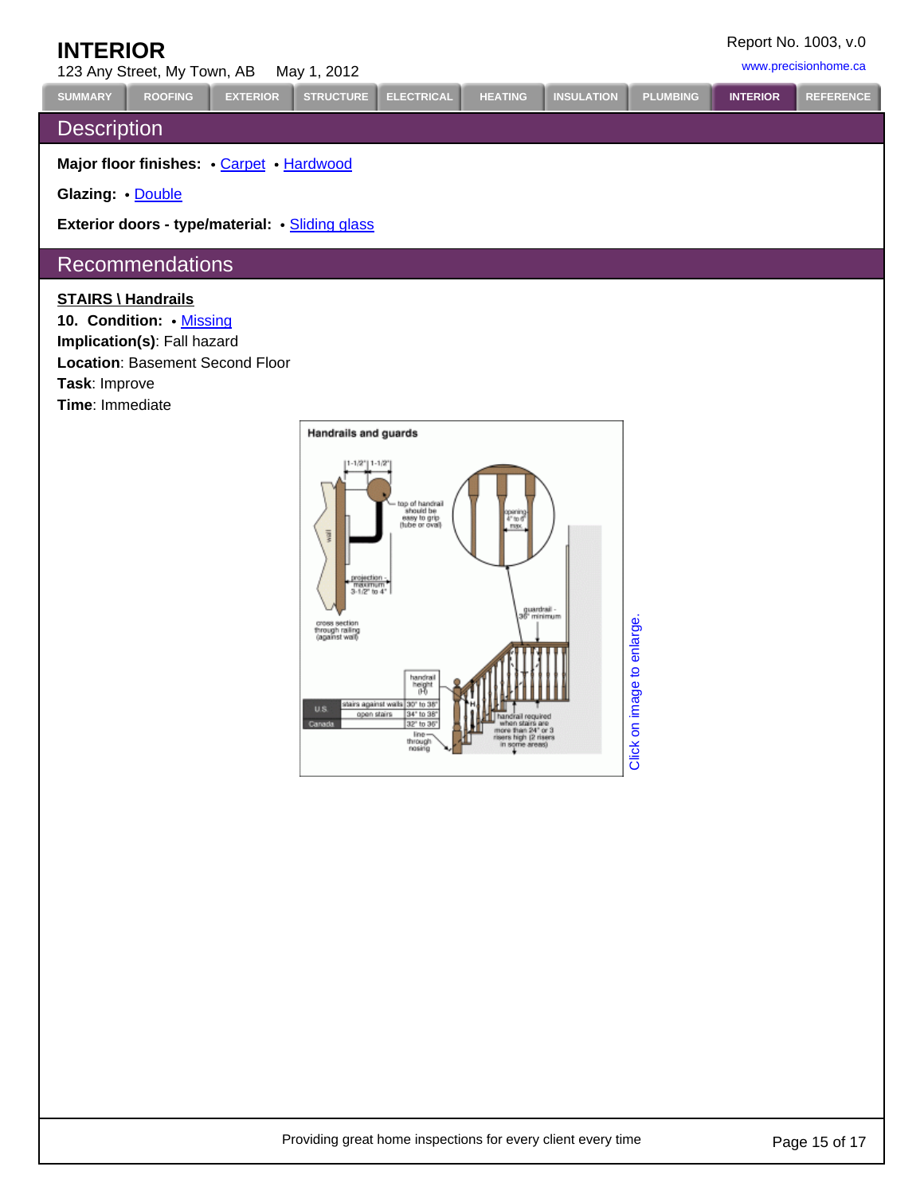# INTERIOR

123 Any Street, My Town, AB    May 1, 2012

Report No. 1003, v.0

www.precisionhome.ca

SUMMARY | ROOFING | EXTERIOR | STRUCTURE | ELECTRICAL | HEATING | INSULATION | PLUMBING | INTERIOR | REFERENCE

## Description

**Major floor finishes:** • Carpet • Hardwood

**Glazing:** • Double

**Exterior doors - type/material:** • Sliding glass

## Recommendations

**STAIRS \ Handrails**

**10. Condition:** • Missing

**Implication(s)**: Fall hazard

**Location**: Basement Second Floor

**Task**: Improve

**Time**: Immediate

Click on image to enlarge.

Providing great home inspections for every client every time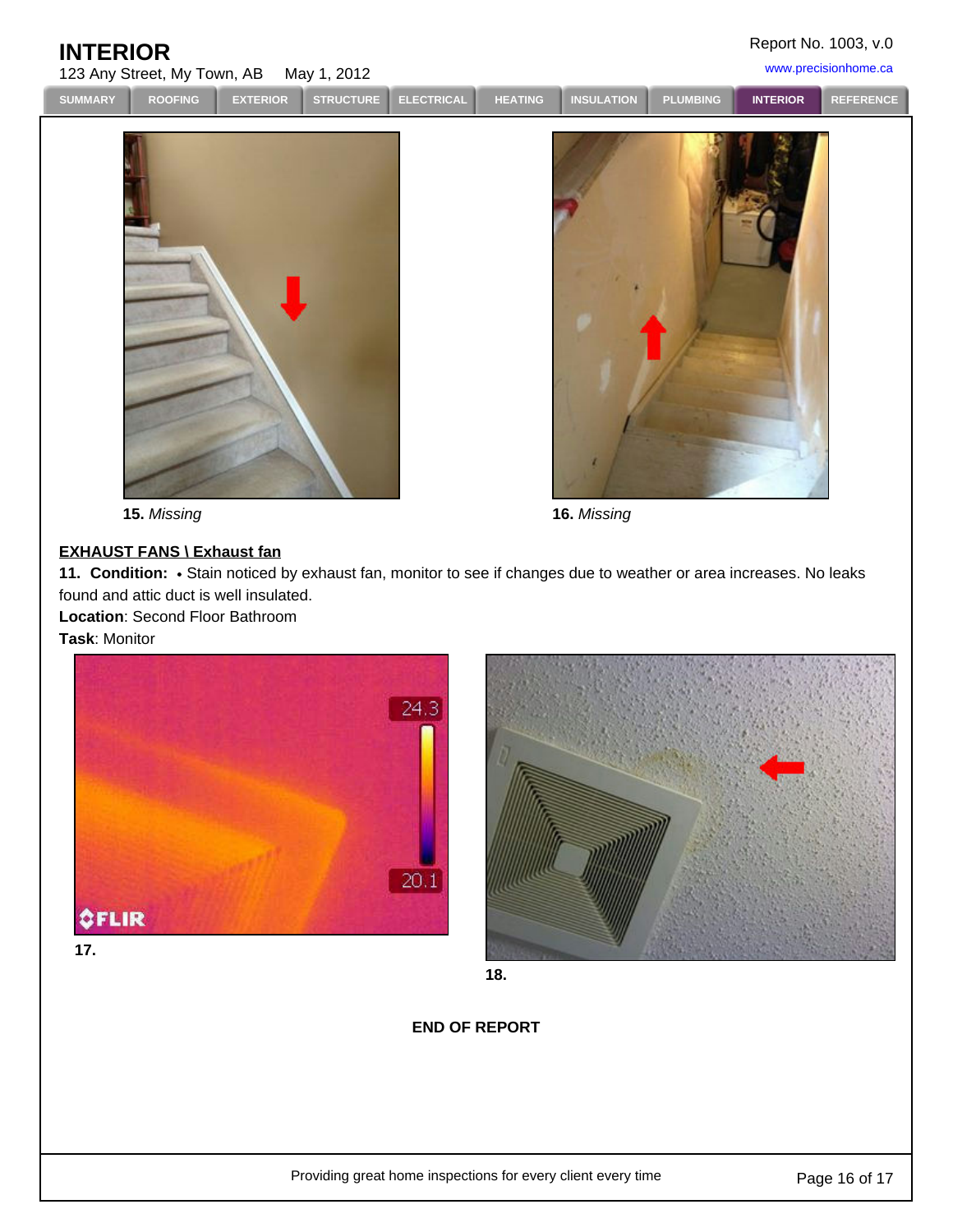15. *Missing*

16. *Missing*

**EXHAUST FANS \ Exhaust fan**

**11. Condition:** • Stain noticed by exhaust fan, monitor to see if changes due to weather or area increases. No leaks found and attic duct is well insulated.

**Location**: Second Floor Bathroom

**Task**: Monitor

**17.**

**18.**

**END OF REPORT**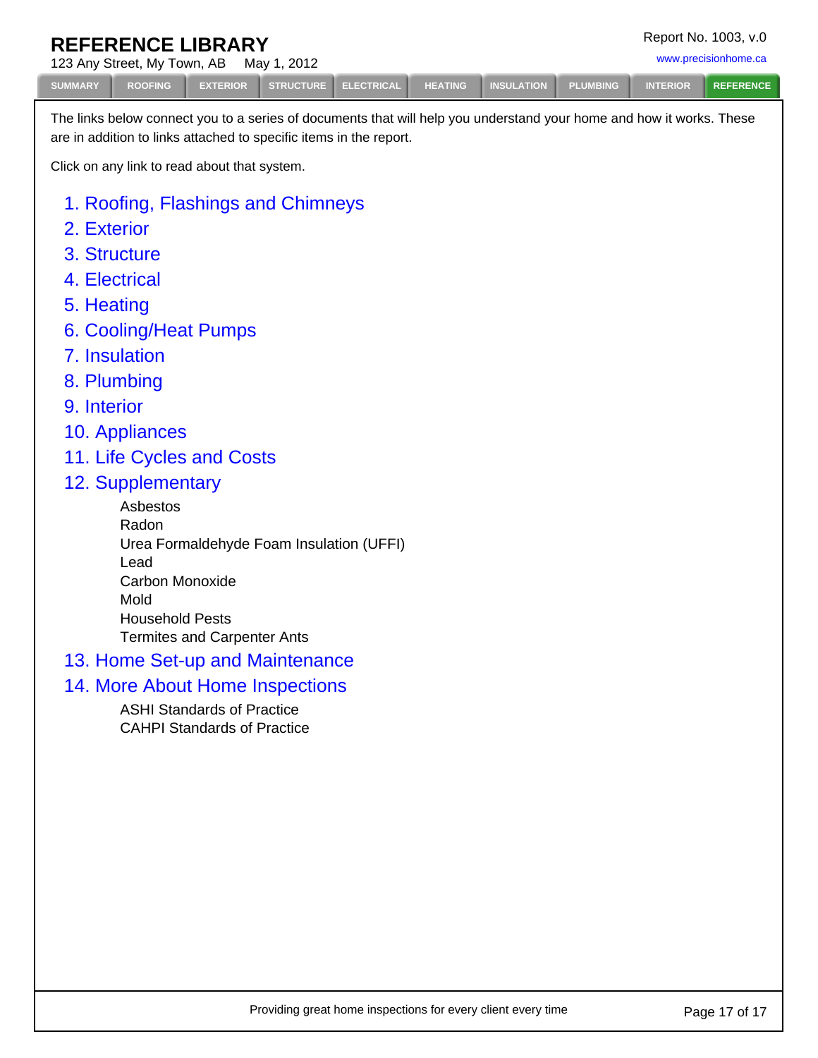# REFERENCE LIBRARY

123 Any Street, My Town, AB    May 1, 2012

Report No. 1003, v.0

www.precisionhome.ca

SUMMARY | ROOFING | EXTERIOR | STRUCTURE | ELECTRICAL | HEATING | INSULATION | PLUMBING | INTERIOR | REFERENCE

The links below connect you to a series of documents that will help you understand your home and how it works. These are in addition to links attached to specific items in the report.

Click on any link to read about that system.

1. Roofing, Flashings and Chimneys
2. Exterior
3. Structure
4. Electrical
5. Heating
6. Cooling/Heat Pumps
7. Insulation
8. Plumbing
9. Interior
10. Appliances
11. Life Cycles and Costs
12. Supplementary
    - Asbestos
    - Radon
    - Urea Formaldehyde Foam Insulation (UFFI)
    - Lead
    - Carbon Monoxide
    - Mold
    - Household Pests
    - Termites and Carpenter Ants
13. Home Set-up and Maintenance
14. More About Home Inspections
    - ASHI Standards of Practice
    - CAHPI Standards of Practice

Providing great home inspections for every client every time